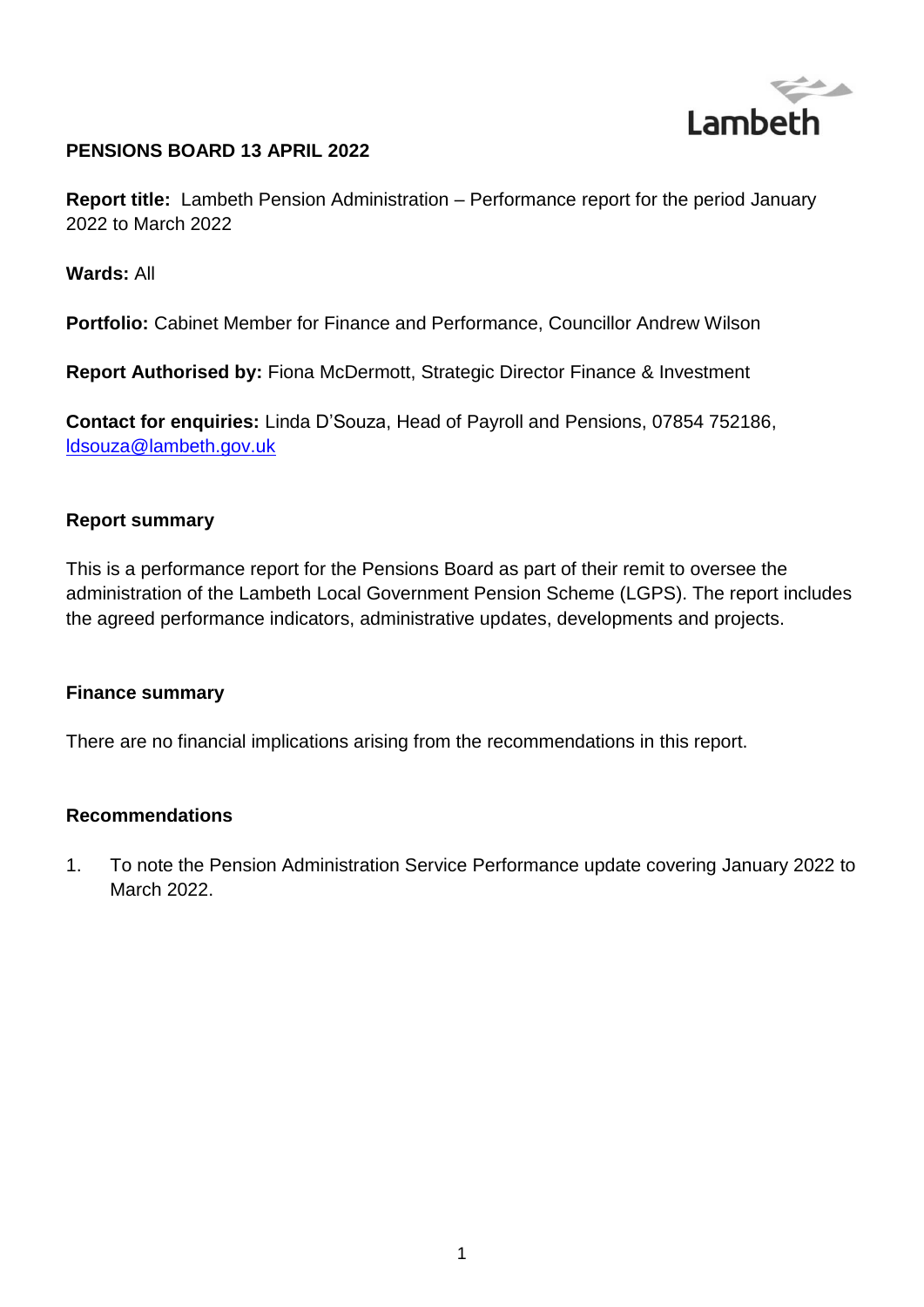**PENSIONS BOARD 13 APRIL 2022**

**Report title:** Lambeth Pension Administration – Performance report for the period January 2022 to March 2022

**Wards:** All

**Portfolio:** Cabinet Member for Finance and Performance, Councillor Andrew Wilson

**Report Authorised by:** Fiona McDermott, Strategic Director Finance & Investment

**Contact for enquiries:** Linda D'Souza, Head of Payroll and Pensions, 07854 752186, ldsouza@lambeth.gov.uk

## Report summary

This is a performance report for the Pensions Board as part of their remit to oversee the administration of the Lambeth Local Government Pension Scheme (LGPS). The report includes the agreed performance indicators, administrative updates, developments and projects.

## Finance summary

There are no financial implications arising from the recommendations in this report.

## Recommendations

1. To note the Pension Administration Service Performance update covering January 2022 to March 2022.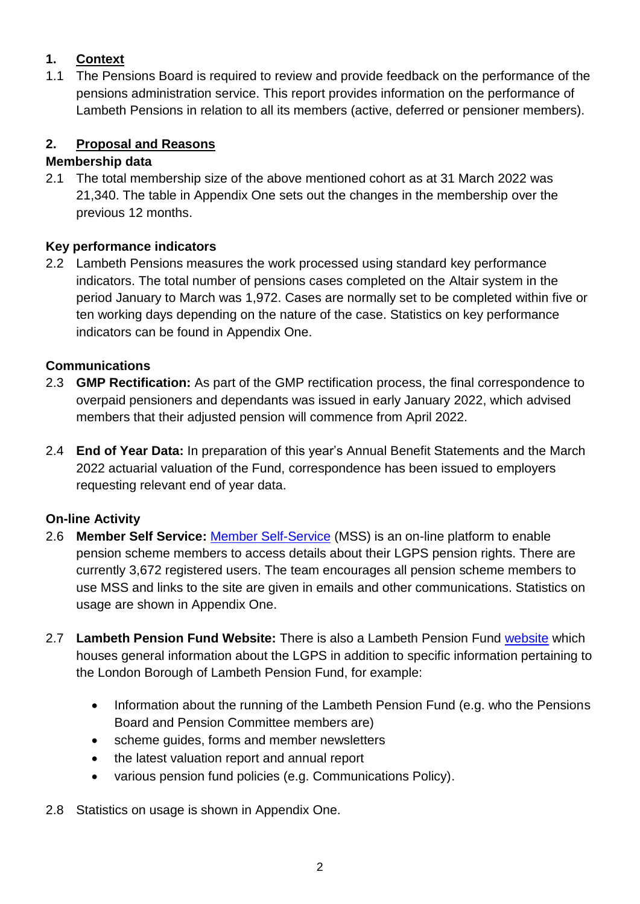## 1. Context

1.1 The Pensions Board is required to review and provide feedback on the performance of the pensions administration service. This report provides information on the performance of Lambeth Pensions in relation to all its members (active, deferred or pensioner members).

## 2. Proposal and Reasons

### Membership data

2.1 The total membership size of the above mentioned cohort as at 31 March 2022 was 21,340. The table in Appendix One sets out the changes in the membership over the previous 12 months.

### Key performance indicators

2.2 Lambeth Pensions measures the work processed using standard key performance indicators. The total number of pensions cases completed on the Altair system in the period January to March was 1,972. Cases are normally set to be completed within five or ten working days depending on the nature of the case. Statistics on key performance indicators can be found in Appendix One.

### Communications

2.3 **GMP Rectification:** As part of the GMP rectification process, the final correspondence to overpaid pensioners and dependants was issued in early January 2022, which advised members that their adjusted pension will commence from April 2022.

2.4 **End of Year Data:** In preparation of this year's Annual Benefit Statements and the March 2022 actuarial valuation of the Fund, correspondence has been issued to employers requesting relevant end of year data.

### On-line Activity

2.6 **Member Self Service:** Member Self-Service (MSS) is an on-line platform to enable pension scheme members to access details about their LGPS pension rights. There are currently 3,672 registered users. The team encourages all pension scheme members to use MSS and links to the site are given in emails and other communications. Statistics on usage are shown in Appendix One.

2.7 **Lambeth Pension Fund Website:** There is also a Lambeth Pension Fund website which houses general information about the LGPS in addition to specific information pertaining to the London Borough of Lambeth Pension Fund, for example:

- Information about the running of the Lambeth Pension Fund (e.g. who the Pensions Board and Pension Committee members are)
- scheme guides, forms and member newsletters
- the latest valuation report and annual report
- various pension fund policies (e.g. Communications Policy).

2.8 Statistics on usage is shown in Appendix One.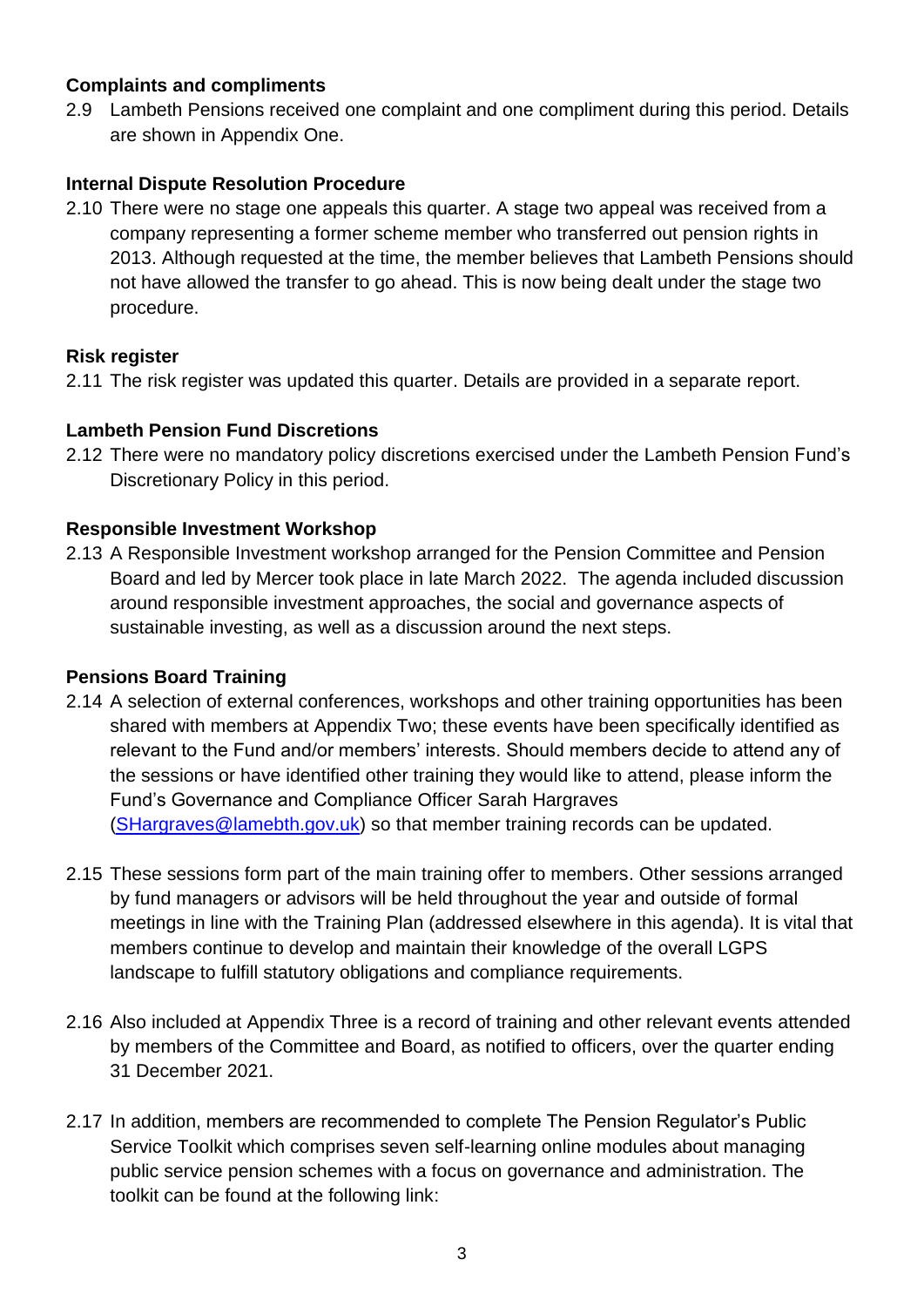**Complaints and compliments**

2.9 Lambeth Pensions received one complaint and one compliment during this period. Details are shown in Appendix One.

**Internal Dispute Resolution Procedure**

2.10 There were no stage one appeals this quarter. A stage two appeal was received from a company representing a former scheme member who transferred out pension rights in 2013. Although requested at the time, the member believes that Lambeth Pensions should not have allowed the transfer to go ahead. This is now being dealt under the stage two procedure.

**Risk register**

2.11 The risk register was updated this quarter. Details are provided in a separate report.

**Lambeth Pension Fund Discretions**

2.12 There were no mandatory policy discretions exercised under the Lambeth Pension Fund's Discretionary Policy in this period.

**Responsible Investment Workshop**

2.13 A Responsible Investment workshop arranged for the Pension Committee and Pension Board and led by Mercer took place in late March 2022. The agenda included discussion around responsible investment approaches, the social and governance aspects of sustainable investing, as well as a discussion around the next steps.

**Pensions Board Training**

2.14 A selection of external conferences, workshops and other training opportunities has been shared with members at Appendix Two; these events have been specifically identified as relevant to the Fund and/or members' interests. Should members decide to attend any of the sessions or have identified other training they would like to attend, please inform the Fund's Governance and Compliance Officer Sarah Hargraves (SHargraves@lamebth.gov.uk) so that member training records can be updated.

2.15 These sessions form part of the main training offer to members. Other sessions arranged by fund managers or advisors will be held throughout the year and outside of formal meetings in line with the Training Plan (addressed elsewhere in this agenda). It is vital that members continue to develop and maintain their knowledge of the overall LGPS landscape to fulfill statutory obligations and compliance requirements.

2.16 Also included at Appendix Three is a record of training and other relevant events attended by members of the Committee and Board, as notified to officers, over the quarter ending 31 December 2021.

2.17 In addition, members are recommended to complete The Pension Regulator's Public Service Toolkit which comprises seven self-learning online modules about managing public service pension schemes with a focus on governance and administration. The toolkit can be found at the following link: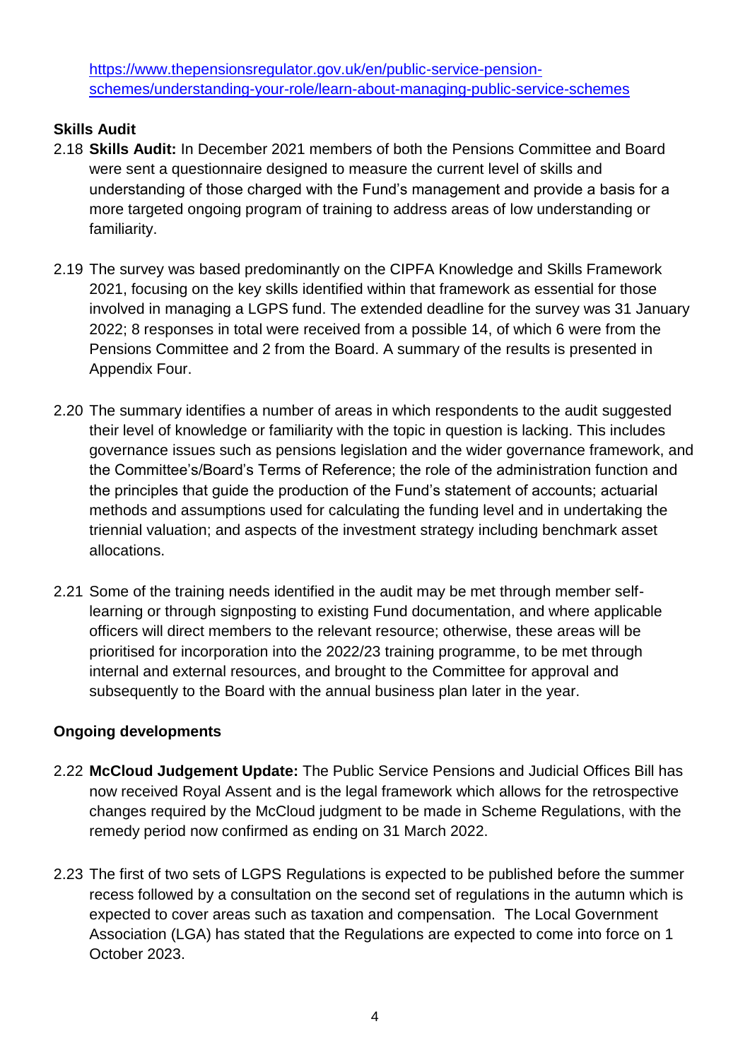https://www.thepensionsregulator.gov.uk/en/public-service-pension-schemes/understanding-your-role/learn-about-managing-public-service-schemes

**Skills Audit**

2.18 **Skills Audit:** In December 2021 members of both the Pensions Committee and Board were sent a questionnaire designed to measure the current level of skills and understanding of those charged with the Fund's management and provide a basis for a more targeted ongoing program of training to address areas of low understanding or familiarity.

2.19 The survey was based predominantly on the CIPFA Knowledge and Skills Framework 2021, focusing on the key skills identified within that framework as essential for those involved in managing a LGPS fund. The extended deadline for the survey was 31 January 2022; 8 responses in total were received from a possible 14, of which 6 were from the Pensions Committee and 2 from the Board. A summary of the results is presented in Appendix Four.

2.20 The summary identifies a number of areas in which respondents to the audit suggested their level of knowledge or familiarity with the topic in question is lacking. This includes governance issues such as pensions legislation and the wider governance framework, and the Committee's/Board's Terms of Reference; the role of the administration function and the principles that guide the production of the Fund's statement of accounts; actuarial methods and assumptions used for calculating the funding level and in undertaking the triennial valuation; and aspects of the investment strategy including benchmark asset allocations.

2.21 Some of the training needs identified in the audit may be met through member self-learning or through signposting to existing Fund documentation, and where applicable officers will direct members to the relevant resource; otherwise, these areas will be prioritised for incorporation into the 2022/23 training programme, to be met through internal and external resources, and brought to the Committee for approval and subsequently to the Board with the annual business plan later in the year.

**Ongoing developments**

2.22 **McCloud Judgement Update:** The Public Service Pensions and Judicial Offices Bill has now received Royal Assent and is the legal framework which allows for the retrospective changes required by the McCloud judgment to be made in Scheme Regulations, with the remedy period now confirmed as ending on 31 March 2022.

2.23 The first of two sets of LGPS Regulations is expected to be published before the summer recess followed by a consultation on the second set of regulations in the autumn which is expected to cover areas such as taxation and compensation. The Local Government Association (LGA) has stated that the Regulations are expected to come into force on 1 October 2023.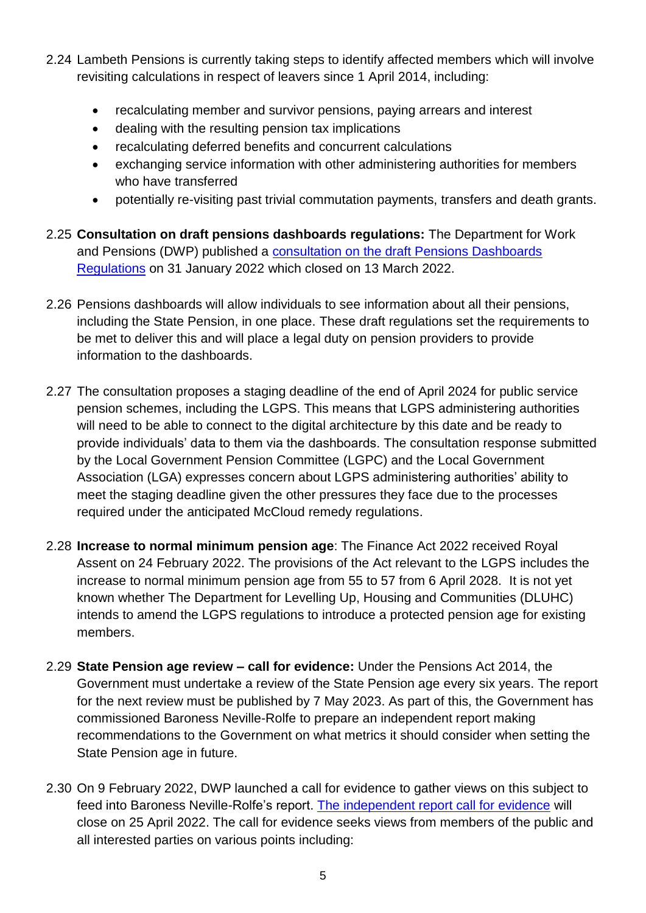2.24 Lambeth Pensions is currently taking steps to identify affected members which will involve revisiting calculations in respect of leavers since 1 April 2014, including:

- recalculating member and survivor pensions, paying arrears and interest
- dealing with the resulting pension tax implications
- recalculating deferred benefits and concurrent calculations
- exchanging service information with other administering authorities for members who have transferred
- potentially re-visiting past trivial commutation payments, transfers and death grants.

2.25 **Consultation on draft pensions dashboards regulations:** The Department for Work and Pensions (DWP) published a consultation on the draft Pensions Dashboards Regulations on 31 January 2022 which closed on 13 March 2022.

2.26 Pensions dashboards will allow individuals to see information about all their pensions, including the State Pension, in one place. These draft regulations set the requirements to be met to deliver this and will place a legal duty on pension providers to provide information to the dashboards.

2.27 The consultation proposes a staging deadline of the end of April 2024 for public service pension schemes, including the LGPS. This means that LGPS administering authorities will need to be able to connect to the digital architecture by this date and be ready to provide individuals' data to them via the dashboards. The consultation response submitted by the Local Government Pension Committee (LGPC) and the Local Government Association (LGA) expresses concern about LGPS administering authorities' ability to meet the staging deadline given the other pressures they face due to the processes required under the anticipated McCloud remedy regulations.

2.28 **Increase to normal minimum pension age**: The Finance Act 2022 received Royal Assent on 24 February 2022. The provisions of the Act relevant to the LGPS includes the increase to normal minimum pension age from 55 to 57 from 6 April 2028. It is not yet known whether The Department for Levelling Up, Housing and Communities (DLUHC) intends to amend the LGPS regulations to introduce a protected pension age for existing members.

2.29 **State Pension age review – call for evidence:** Under the Pensions Act 2014, the Government must undertake a review of the State Pension age every six years. The report for the next review must be published by 7 May 2023. As part of this, the Government has commissioned Baroness Neville-Rolfe to prepare an independent report making recommendations to the Government on what metrics it should consider when setting the State Pension age in future.

2.30 On 9 February 2022, DWP launched a call for evidence to gather views on this subject to feed into Baroness Neville-Rolfe's report. The independent report call for evidence will close on 25 April 2022. The call for evidence seeks views from members of the public and all interested parties on various points including: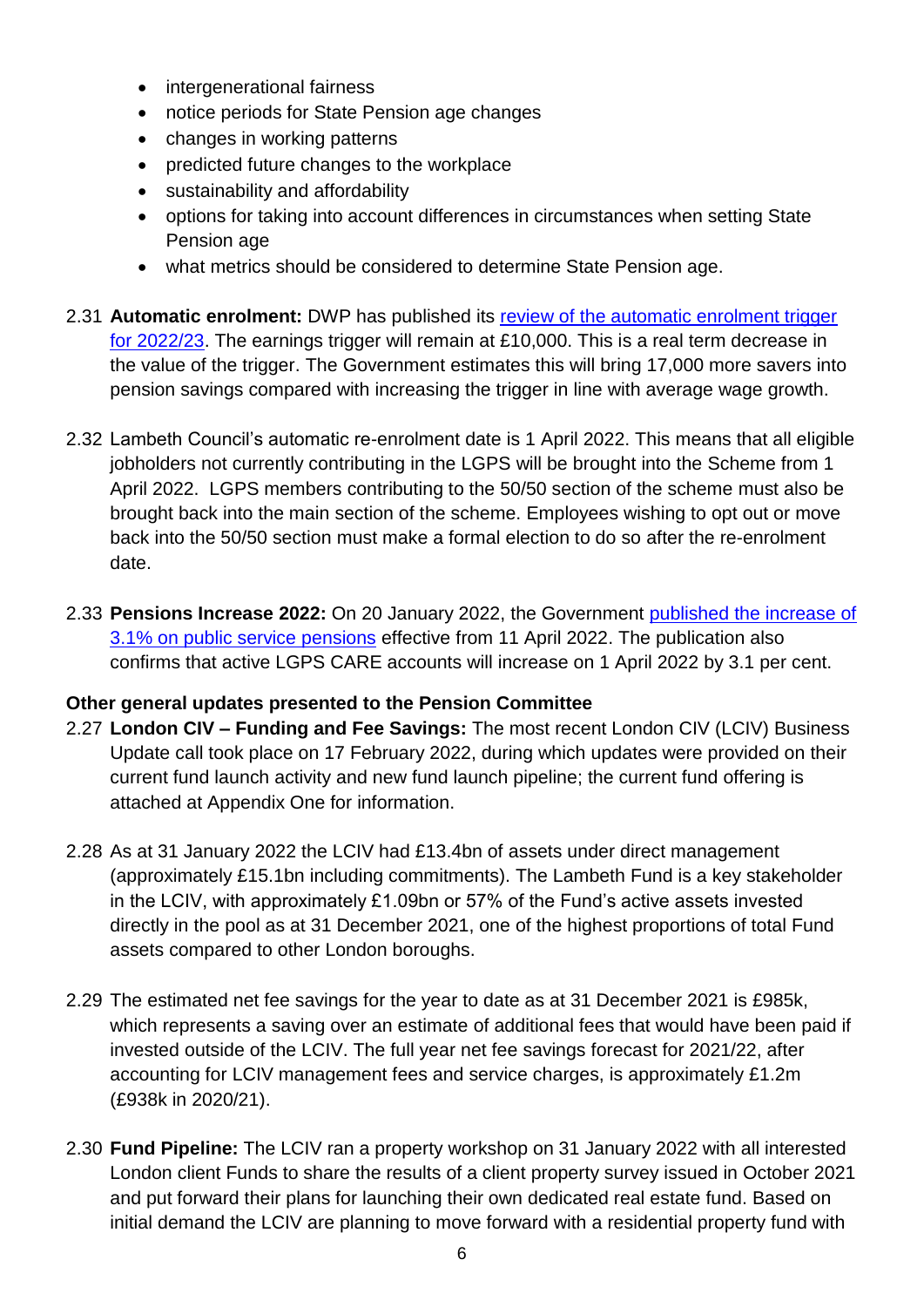- intergenerational fairness
- notice periods for State Pension age changes
- changes in working patterns
- predicted future changes to the workplace
- sustainability and affordability
- options for taking into account differences in circumstances when setting State Pension age
- what metrics should be considered to determine State Pension age.

2.31 **Automatic enrolment:** DWP has published its review of the automatic enrolment trigger for 2022/23. The earnings trigger will remain at £10,000. This is a real term decrease in the value of the trigger. The Government estimates this will bring 17,000 more savers into pension savings compared with increasing the trigger in line with average wage growth.

2.32 Lambeth Council's automatic re-enrolment date is 1 April 2022. This means that all eligible jobholders not currently contributing in the LGPS will be brought into the Scheme from 1 April 2022. LGPS members contributing to the 50/50 section of the scheme must also be brought back into the main section of the scheme. Employees wishing to opt out or move back into the 50/50 section must make a formal election to do so after the re-enrolment date.

2.33 **Pensions Increase 2022:** On 20 January 2022, the Government published the increase of 3.1% on public service pensions effective from 11 April 2022. The publication also confirms that active LGPS CARE accounts will increase on 1 April 2022 by 3.1 per cent.

**Other general updates presented to the Pension Committee**

2.27 **London CIV – Funding and Fee Savings:** The most recent London CIV (LCIV) Business Update call took place on 17 February 2022, during which updates were provided on their current fund launch activity and new fund launch pipeline; the current fund offering is attached at Appendix One for information.

2.28 As at 31 January 2022 the LCIV had £13.4bn of assets under direct management (approximately £15.1bn including commitments). The Lambeth Fund is a key stakeholder in the LCIV, with approximately £1.09bn or 57% of the Fund's active assets invested directly in the pool as at 31 December 2021, one of the highest proportions of total Fund assets compared to other London boroughs.

2.29 The estimated net fee savings for the year to date as at 31 December 2021 is £985k, which represents a saving over an estimate of additional fees that would have been paid if invested outside of the LCIV. The full year net fee savings forecast for 2021/22, after accounting for LCIV management fees and service charges, is approximately £1.2m (£938k in 2020/21).

2.30 **Fund Pipeline:** The LCIV ran a property workshop on 31 January 2022 with all interested London client Funds to share the results of a client property survey issued in October 2021 and put forward their plans for launching their own dedicated real estate fund. Based on initial demand the LCIV are planning to move forward with a residential property fund with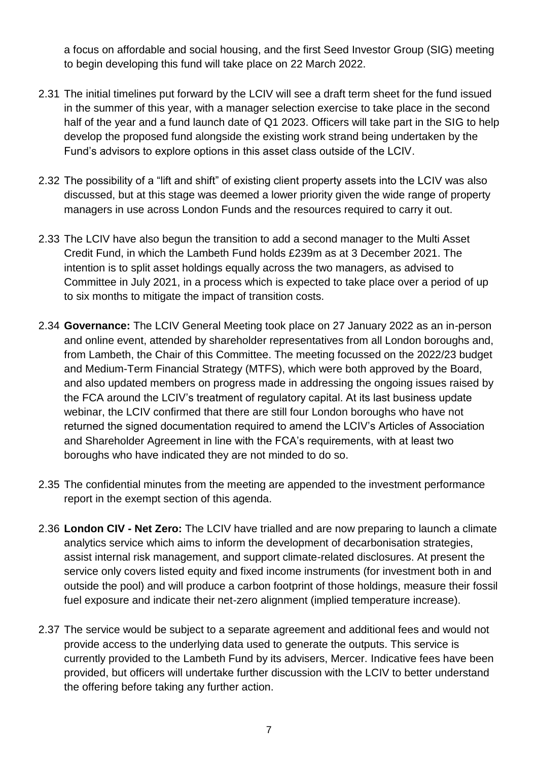a focus on affordable and social housing, and the first Seed Investor Group (SIG) meeting to begin developing this fund will take place on 22 March 2022.

2.31 The initial timelines put forward by the LCIV will see a draft term sheet for the fund issued in the summer of this year, with a manager selection exercise to take place in the second half of the year and a fund launch date of Q1 2023. Officers will take part in the SIG to help develop the proposed fund alongside the existing work strand being undertaken by the Fund's advisors to explore options in this asset class outside of the LCIV.

2.32 The possibility of a "lift and shift" of existing client property assets into the LCIV was also discussed, but at this stage was deemed a lower priority given the wide range of property managers in use across London Funds and the resources required to carry it out.

2.33 The LCIV have also begun the transition to add a second manager to the Multi Asset Credit Fund, in which the Lambeth Fund holds £239m as at 3 December 2021. The intention is to split asset holdings equally across the two managers, as advised to Committee in July 2021, in a process which is expected to take place over a period of up to six months to mitigate the impact of transition costs.

2.34 **Governance:** The LCIV General Meeting took place on 27 January 2022 as an in-person and online event, attended by shareholder representatives from all London boroughs and, from Lambeth, the Chair of this Committee. The meeting focussed on the 2022/23 budget and Medium-Term Financial Strategy (MTFS), which were both approved by the Board, and also updated members on progress made in addressing the ongoing issues raised by the FCA around the LCIV's treatment of regulatory capital. At its last business update webinar, the LCIV confirmed that there are still four London boroughs who have not returned the signed documentation required to amend the LCIV's Articles of Association and Shareholder Agreement in line with the FCA's requirements, with at least two boroughs who have indicated they are not minded to do so.

2.35 The confidential minutes from the meeting are appended to the investment performance report in the exempt section of this agenda.

2.36 **London CIV - Net Zero:** The LCIV have trialled and are now preparing to launch a climate analytics service which aims to inform the development of decarbonisation strategies, assist internal risk management, and support climate-related disclosures. At present the service only covers listed equity and fixed income instruments (for investment both in and outside the pool) and will produce a carbon footprint of those holdings, measure their fossil fuel exposure and indicate their net-zero alignment (implied temperature increase).

2.37 The service would be subject to a separate agreement and additional fees and would not provide access to the underlying data used to generate the outputs. This service is currently provided to the Lambeth Fund by its advisers, Mercer. Indicative fees have been provided, but officers will undertake further discussion with the LCIV to better understand the offering before taking any further action.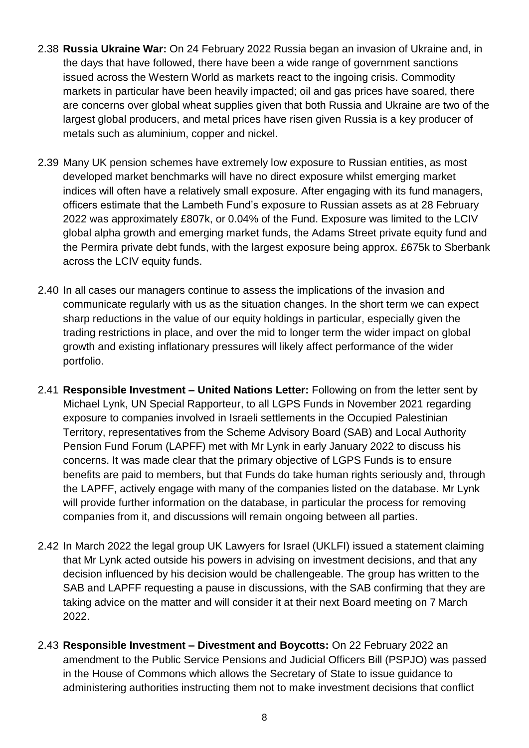2.38 **Russia Ukraine War:** On 24 February 2022 Russia began an invasion of Ukraine and, in the days that have followed, there have been a wide range of government sanctions issued across the Western World as markets react to the ingoing crisis. Commodity markets in particular have been heavily impacted; oil and gas prices have soared, there are concerns over global wheat supplies given that both Russia and Ukraine are two of the largest global producers, and metal prices have risen given Russia is a key producer of metals such as aluminium, copper and nickel.

2.39 Many UK pension schemes have extremely low exposure to Russian entities, as most developed market benchmarks will have no direct exposure whilst emerging market indices will often have a relatively small exposure. After engaging with its fund managers, officers estimate that the Lambeth Fund's exposure to Russian assets as at 28 February 2022 was approximately £807k, or 0.04% of the Fund. Exposure was limited to the LCIV global alpha growth and emerging market funds, the Adams Street private equity fund and the Permira private debt funds, with the largest exposure being approx. £675k to Sberbank across the LCIV equity funds.

2.40 In all cases our managers continue to assess the implications of the invasion and communicate regularly with us as the situation changes. In the short term we can expect sharp reductions in the value of our equity holdings in particular, especially given the trading restrictions in place, and over the mid to longer term the wider impact on global growth and existing inflationary pressures will likely affect performance of the wider portfolio.

2.41 **Responsible Investment – United Nations Letter:** Following on from the letter sent by Michael Lynk, UN Special Rapporteur, to all LGPS Funds in November 2021 regarding exposure to companies involved in Israeli settlements in the Occupied Palestinian Territory, representatives from the Scheme Advisory Board (SAB) and Local Authority Pension Fund Forum (LAPFF) met with Mr Lynk in early January 2022 to discuss his concerns. It was made clear that the primary objective of LGPS Funds is to ensure benefits are paid to members, but that Funds do take human rights seriously and, through the LAPFF, actively engage with many of the companies listed on the database. Mr Lynk will provide further information on the database, in particular the process for removing companies from it, and discussions will remain ongoing between all parties.

2.42 In March 2022 the legal group UK Lawyers for Israel (UKLFI) issued a statement claiming that Mr Lynk acted outside his powers in advising on investment decisions, and that any decision influenced by his decision would be challengeable. The group has written to the SAB and LAPFF requesting a pause in discussions, with the SAB confirming that they are taking advice on the matter and will consider it at their next Board meeting on 7 March 2022.

2.43 **Responsible Investment – Divestment and Boycotts:** On 22 February 2022 an amendment to the Public Service Pensions and Judicial Officers Bill (PSPJO) was passed in the House of Commons which allows the Secretary of State to issue guidance to administering authorities instructing them not to make investment decisions that conflict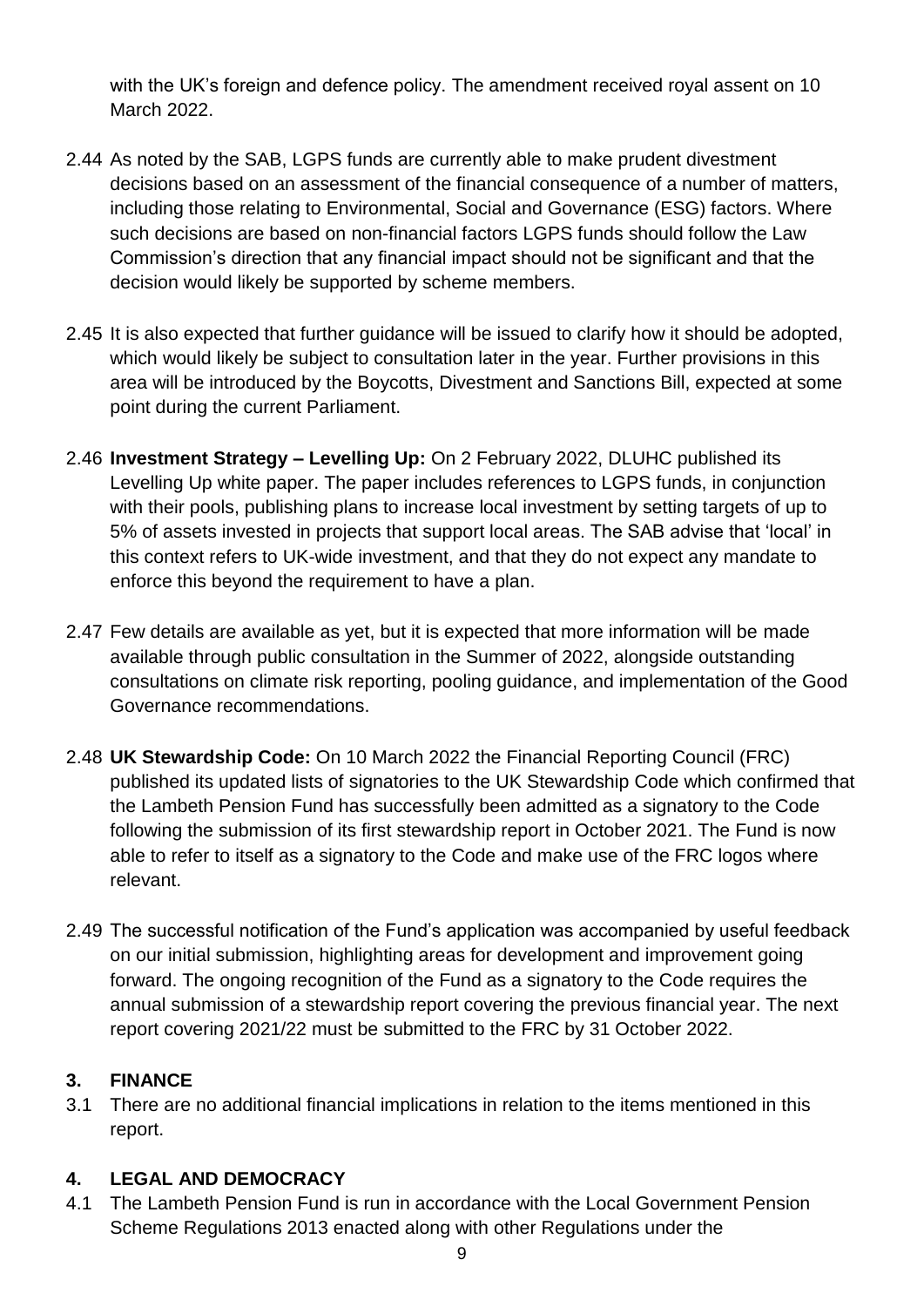with the UK's foreign and defence policy. The amendment received royal assent on 10 March 2022.

2.44 As noted by the SAB, LGPS funds are currently able to make prudent divestment decisions based on an assessment of the financial consequence of a number of matters, including those relating to Environmental, Social and Governance (ESG) factors. Where such decisions are based on non-financial factors LGPS funds should follow the Law Commission's direction that any financial impact should not be significant and that the decision would likely be supported by scheme members.

2.45 It is also expected that further guidance will be issued to clarify how it should be adopted, which would likely be subject to consultation later in the year. Further provisions in this area will be introduced by the Boycotts, Divestment and Sanctions Bill, expected at some point during the current Parliament.

2.46 **Investment Strategy – Levelling Up:** On 2 February 2022, DLUHC published its Levelling Up white paper. The paper includes references to LGPS funds, in conjunction with their pools, publishing plans to increase local investment by setting targets of up to 5% of assets invested in projects that support local areas. The SAB advise that 'local' in this context refers to UK-wide investment, and that they do not expect any mandate to enforce this beyond the requirement to have a plan.

2.47 Few details are available as yet, but it is expected that more information will be made available through public consultation in the Summer of 2022, alongside outstanding consultations on climate risk reporting, pooling guidance, and implementation of the Good Governance recommendations.

2.48 **UK Stewardship Code:** On 10 March 2022 the Financial Reporting Council (FRC) published its updated lists of signatories to the UK Stewardship Code which confirmed that the Lambeth Pension Fund has successfully been admitted as a signatory to the Code following the submission of its first stewardship report in October 2021. The Fund is now able to refer to itself as a signatory to the Code and make use of the FRC logos where relevant.

2.49 The successful notification of the Fund's application was accompanied by useful feedback on our initial submission, highlighting areas for development and improvement going forward. The ongoing recognition of the Fund as a signatory to the Code requires the annual submission of a stewardship report covering the previous financial year. The next report covering 2021/22 must be submitted to the FRC by 31 October 2022.

## 3. FINANCE

3.1 There are no additional financial implications in relation to the items mentioned in this report.

## 4. LEGAL AND DEMOCRACY

4.1 The Lambeth Pension Fund is run in accordance with the Local Government Pension Scheme Regulations 2013 enacted along with other Regulations under the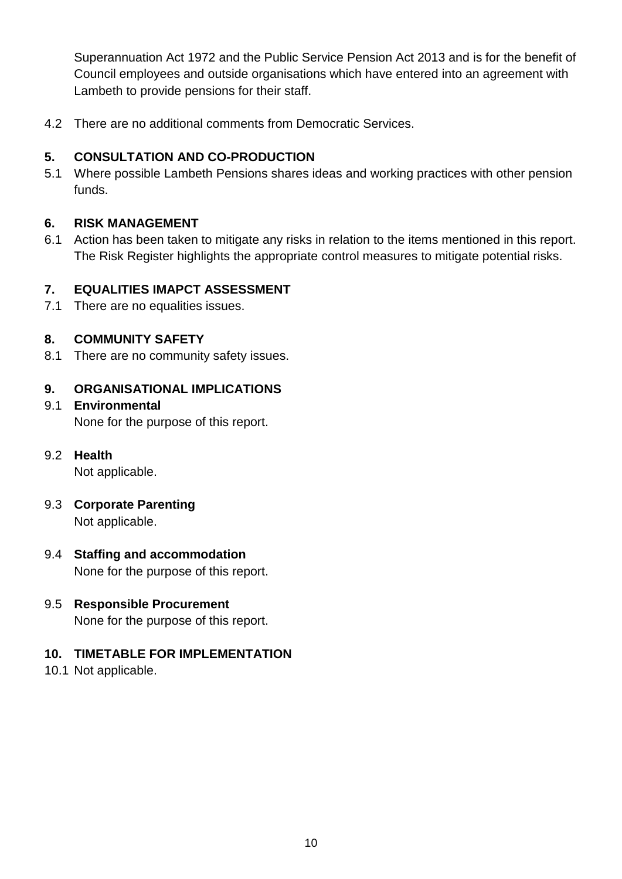Superannuation Act 1972 and the Public Service Pension Act 2013 and is for the benefit of Council employees and outside organisations which have entered into an agreement with Lambeth to provide pensions for their staff.

4.2 There are no additional comments from Democratic Services.

## 5. CONSULTATION AND CO-PRODUCTION

5.1 Where possible Lambeth Pensions shares ideas and working practices with other pension funds.

## 6. RISK MANAGEMENT

6.1 Action has been taken to mitigate any risks in relation to the items mentioned in this report. The Risk Register highlights the appropriate control measures to mitigate potential risks.

## 7. EQUALITIES IMAPCT ASSESSMENT

7.1 There are no equalities issues.

## 8. COMMUNITY SAFETY

8.1 There are no community safety issues.

## 9. ORGANISATIONAL IMPLICATIONS

9.1 **Environmental**
None for the purpose of this report.

9.2 **Health**
Not applicable.

9.3 **Corporate Parenting**
Not applicable.

9.4 **Staffing and accommodation**
None for the purpose of this report.

9.5 **Responsible Procurement**
None for the purpose of this report.

## 10. TIMETABLE FOR IMPLEMENTATION

10.1 Not applicable.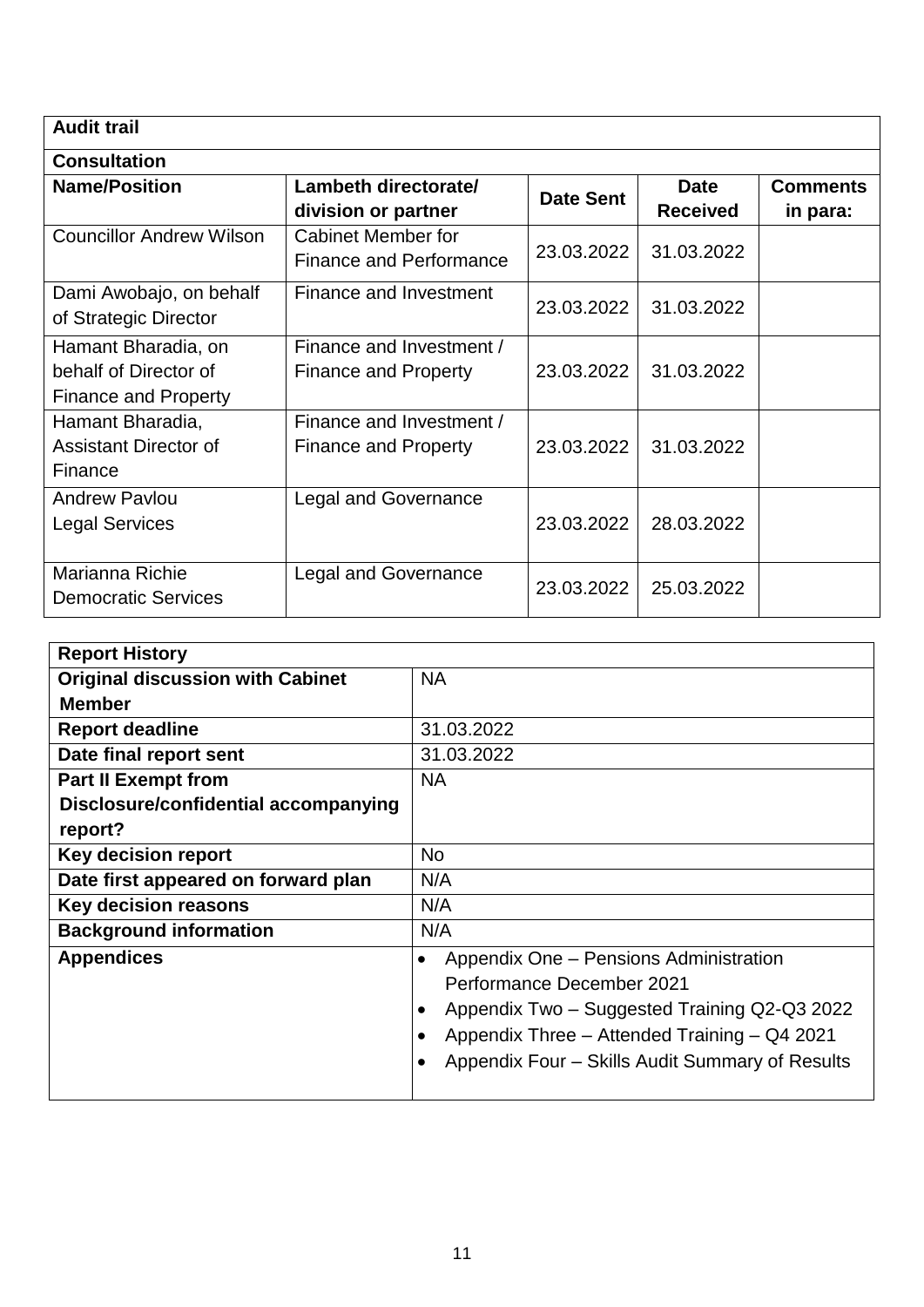| **Audit trail** | | | | |
|---|---|---|---|---|
| **Consultation** | | | | |
| **Name/Position** | **Lambeth directorate/ division or partner** | **Date Sent** | **Date Received** | **Comments in para:** |
| Councillor Andrew Wilson | Cabinet Member for Finance and Performance | 23.03.2022 | 31.03.2022 | |
| Dami Awobajo, on behalf of Strategic Director | Finance and Investment | 23.03.2022 | 31.03.2022 | |
| Hamant Bharadia, on behalf of Director of Finance and Property | Finance and Investment / Finance and Property | 23.03.2022 | 31.03.2022 | |
| Hamant Bharadia, Assistant Director of Finance | Finance and Investment / Finance and Property | 23.03.2022 | 31.03.2022 | |
| Andrew Pavlou Legal Services | Legal and Governance | 23.03.2022 | 28.03.2022 | |
| Marianna Richie Democratic Services | Legal and Governance | 23.03.2022 | 25.03.2022 | |

| **Report History** | |
|---|---|
| **Original discussion with Cabinet Member** | NA |
| **Report deadline** | 31.03.2022 |
| **Date final report sent** | 31.03.2022 |
| **Part II Exempt from Disclosure/confidential accompanying report?** | NA |
| **Key decision report** | No |
| **Date first appeared on forward plan** | N/A |
| **Key decision reasons** | N/A |
| **Background information** | N/A |
| **Appendices** | • Appendix One – Pensions Administration Performance December 2021<br>• Appendix Two – Suggested Training Q2-Q3 2022<br>• Appendix Three – Attended Training – Q4 2021<br>• Appendix Four – Skills Audit Summary of Results |